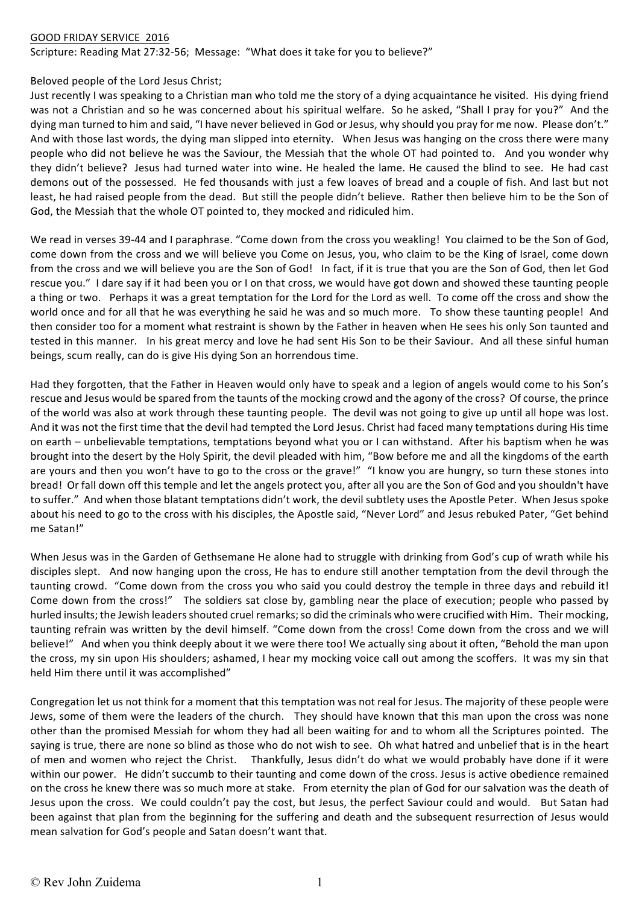GOOD FRIDAY SERVICE 2016

Scripture: Reading Mat 27:32-56; Message: "What does it take for you to believe?"

Beloved people of the Lord Jesus Christ;

Just recently I was speaking to a Christian man who told me the story of a dying acquaintance he visited. His dying friend was not a Christian and so he was concerned about his spiritual welfare. So he asked, "Shall I pray for you?" And the dying man turned to him and said, "I have never believed in God or Jesus, why should you pray for me now. Please don't." And with those last words, the dying man slipped into eternity. When Jesus was hanging on the cross there were many people who did not believe he was the Saviour, the Messiah that the whole OT had pointed to. And you wonder why they didn't believe? Jesus had turned water into wine. He healed the lame. He caused the blind to see. He had cast demons out of the possessed. He fed thousands with just a few loaves of bread and a couple of fish. And last but not least, he had raised people from the dead. But still the people didn't believe. Rather then believe him to be the Son of God, the Messiah that the whole OT pointed to, they mocked and ridiculed him.

We read in verses 39-44 and I paraphrase. "Come down from the cross you weakling! You claimed to be the Son of God, come down from the cross and we will believe you Come on Jesus, you, who claim to be the King of Israel, come down from the cross and we will believe you are the Son of God! In fact, if it is true that you are the Son of God, then let God rescue you." I dare say if it had been you or I on that cross, we would have got down and showed these taunting people a thing or two. Perhaps it was a great temptation for the Lord for the Lord as well. To come off the cross and show the world once and for all that he was everything he said he was and so much more. To show these taunting people! And then consider too for a moment what restraint is shown by the Father in heaven when He sees his only Son taunted and tested in this manner. In his great mercy and love he had sent His Son to be their Saviour. And all these sinful human beings, scum really, can do is give His dying Son an horrendous time.

Had they forgotten, that the Father in Heaven would only have to speak and a legion of angels would come to his Son's rescue and Jesus would be spared from the taunts of the mocking crowd and the agony of the cross? Of course, the prince of the world was also at work through these taunting people. The devil was not going to give up until all hope was lost. And it was not the first time that the devil had tempted the Lord Jesus. Christ had faced many temptations during His time on earth – unbelievable temptations, temptations beyond what you or I can withstand. After his baptism when he was brought into the desert by the Holy Spirit, the devil pleaded with him, "Bow before me and all the kingdoms of the earth are yours and then you won't have to go to the cross or the grave!" "I know you are hungry, so turn these stones into bread! Or fall down off this temple and let the angels protect you, after all you are the Son of God and you shouldn't have to suffer." And when those blatant temptations didn't work, the devil subtlety uses the Apostle Peter. When Jesus spoke about his need to go to the cross with his disciples, the Apostle said, "Never Lord" and Jesus rebuked Pater, "Get behind me Satan!"

When Jesus was in the Garden of Gethsemane He alone had to struggle with drinking from God's cup of wrath while his disciples slept. And now hanging upon the cross, He has to endure still another temptation from the devil through the taunting crowd. "Come down from the cross you who said you could destroy the temple in three days and rebuild it! Come down from the cross!" The soldiers sat close by, gambling near the place of execution; people who passed by hurled insults; the Jewish leaders shouted cruel remarks; so did the criminals who were crucified with Him. Their mocking, taunting refrain was written by the devil himself. "Come down from the cross! Come down from the cross and we will believe!" And when you think deeply about it we were there too! We actually sing about it often, "Behold the man upon the cross, my sin upon His shoulders; ashamed, I hear my mocking voice call out among the scoffers. It was my sin that held Him there until it was accomplished"

Congregation let us not think for a moment that this temptation was not real for Jesus. The majority of these people were Jews, some of them were the leaders of the church. They should have known that this man upon the cross was none other than the promised Messiah for whom they had all been waiting for and to whom all the Scriptures pointed. The saying is true, there are none so blind as those who do not wish to see. Oh what hatred and unbelief that is in the heart of men and women who reject the Christ. Thankfully, Jesus didn't do what we would probably have done if it were within our power. He didn't succumb to their taunting and come down of the cross. Jesus is active obedience remained on the cross he knew there was so much more at stake. From eternity the plan of God for our salvation was the death of Jesus upon the cross. We could couldn't pay the cost, but Jesus, the perfect Saviour could and would. But Satan had been against that plan from the beginning for the suffering and death and the subsequent resurrection of Jesus would mean salvation for God's people and Satan doesn't want that.

© Rev John Zuidema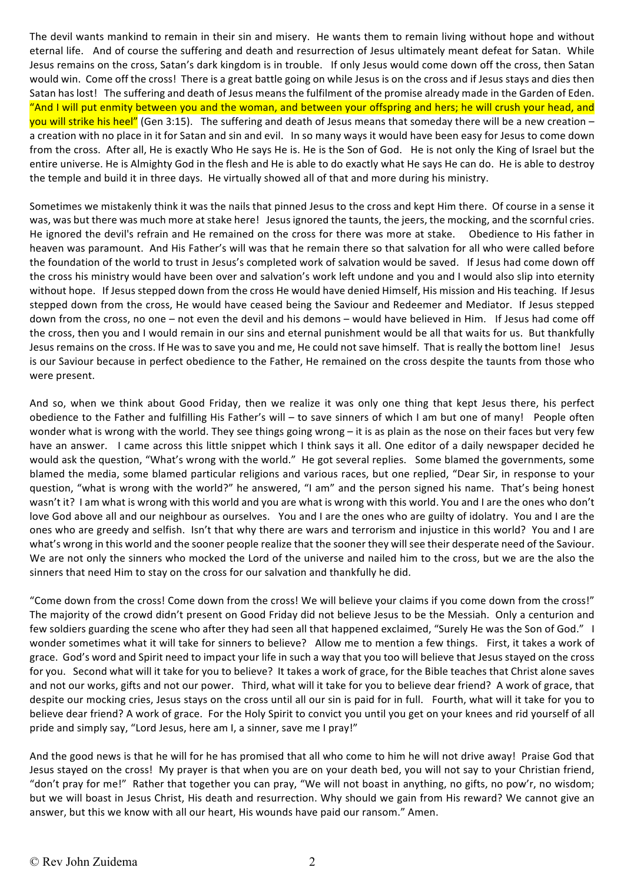The devil wants mankind to remain in their sin and misery. He wants them to remain living without hope and without eternal life. And of course the suffering and death and resurrection of Jesus ultimately meant defeat for Satan. While Jesus remains on the cross, Satan's dark kingdom is in trouble. If only Jesus would come down off the cross, then Satan would win. Come off the cross! There is a great battle going on while Jesus is on the cross and if Jesus stays and dies then Satan has lost! The suffering and death of Jesus means the fulfilment of the promise already made in the Garden of Eden. "And I will put enmity between you and the woman, and between your offspring and hers; he will crush your head, and you will strike his heel" (Gen 3:15). The suffering and death of Jesus means that someday there will be a new creation – a creation with no place in it for Satan and sin and evil. In so many ways it would have been easy for Jesus to come down from the cross. After all, He is exactly Who He says He is. He is the Son of God. He is not only the King of Israel but the entire universe. He is Almighty God in the flesh and He is able to do exactly what He says He can do. He is able to destroy the temple and build it in three days. He virtually showed all of that and more during his ministry.

Sometimes we mistakenly think it was the nails that pinned Jesus to the cross and kept Him there. Of course in a sense it was, was but there was much more at stake here! Jesus ignored the taunts, the jeers, the mocking, and the scornful cries. He ignored the devil's refrain and He remained on the cross for there was more at stake. Obedience to His father in heaven was paramount. And His Father's will was that he remain there so that salvation for all who were called before the foundation of the world to trust in Jesus's completed work of salvation would be saved. If Jesus had come down off the cross his ministry would have been over and salvation's work left undone and you and I would also slip into eternity without hope. If Jesus stepped down from the cross He would have denied Himself, His mission and His teaching. If Jesus stepped down from the cross, He would have ceased being the Saviour and Redeemer and Mediator. If Jesus stepped down from the cross, no one – not even the devil and his demons – would have believed in Him. If Jesus had come off the cross, then you and I would remain in our sins and eternal punishment would be all that waits for us. But thankfully Jesus remains on the cross. If He was to save you and me, He could not save himself. That is really the bottom line! Jesus is our Saviour because in perfect obedience to the Father, He remained on the cross despite the taunts from those who were present.

And so, when we think about Good Friday, then we realize it was only one thing that kept Jesus there, his perfect obedience to the Father and fulfilling His Father's will – to save sinners of which I am but one of many! People often wonder what is wrong with the world. They see things going wrong – it is as plain as the nose on their faces but very few have an answer. I came across this little snippet which I think says it all. One editor of a daily newspaper decided he would ask the question, "What's wrong with the world." He got several replies. Some blamed the governments, some blamed the media, some blamed particular religions and various races, but one replied, "Dear Sir, in response to your question, "what is wrong with the world?" he answered, "I am" and the person signed his name. That's being honest wasn't it? I am what is wrong with this world and you are what is wrong with this world. You and I are the ones who don't love God above all and our neighbour as ourselves. You and I are the ones who are guilty of idolatry. You and I are the ones who are greedy and selfish. Isn't that why there are wars and terrorism and injustice in this world? You and I are what's wrong in this world and the sooner people realize that the sooner they will see their desperate need of the Saviour. We are not only the sinners who mocked the Lord of the universe and nailed him to the cross, but we are the also the sinners that need Him to stay on the cross for our salvation and thankfully he did.

"Come down from the cross! Come down from the cross! We will believe your claims if you come down from the cross!" The majority of the crowd didn't present on Good Friday did not believe Jesus to be the Messiah. Only a centurion and few soldiers guarding the scene who after they had seen all that happened exclaimed, "Surely He was the Son of God." I wonder sometimes what it will take for sinners to believe? Allow me to mention a few things. First, it takes a work of grace. God's word and Spirit need to impact your life in such a way that you too will believe that Jesus stayed on the cross for you. Second what will it take for you to believe? It takes a work of grace, for the Bible teaches that Christ alone saves and not our works, gifts and not our power. Third, what will it take for you to believe dear friend? A work of grace, that despite our mocking cries, Jesus stays on the cross until all our sin is paid for in full. Fourth, what will it take for you to believe dear friend? A work of grace. For the Holy Spirit to convict you until you get on your knees and rid yourself of all pride and simply say, "Lord Jesus, here am I, a sinner, save me I pray!"

And the good news is that he will for he has promised that all who come to him he will not drive away! Praise God that Jesus stayed on the cross! My prayer is that when you are on your death bed, you will not say to your Christian friend, "don't pray for me!" Rather that together you can pray, "We will not boast in anything, no gifts, no pow'r, no wisdom; but we will boast in Jesus Christ, His death and resurrection. Why should we gain from His reward? We cannot give an answer, but this we know with all our heart, His wounds have paid our ransom." Amen.

© Rev John Zuidema